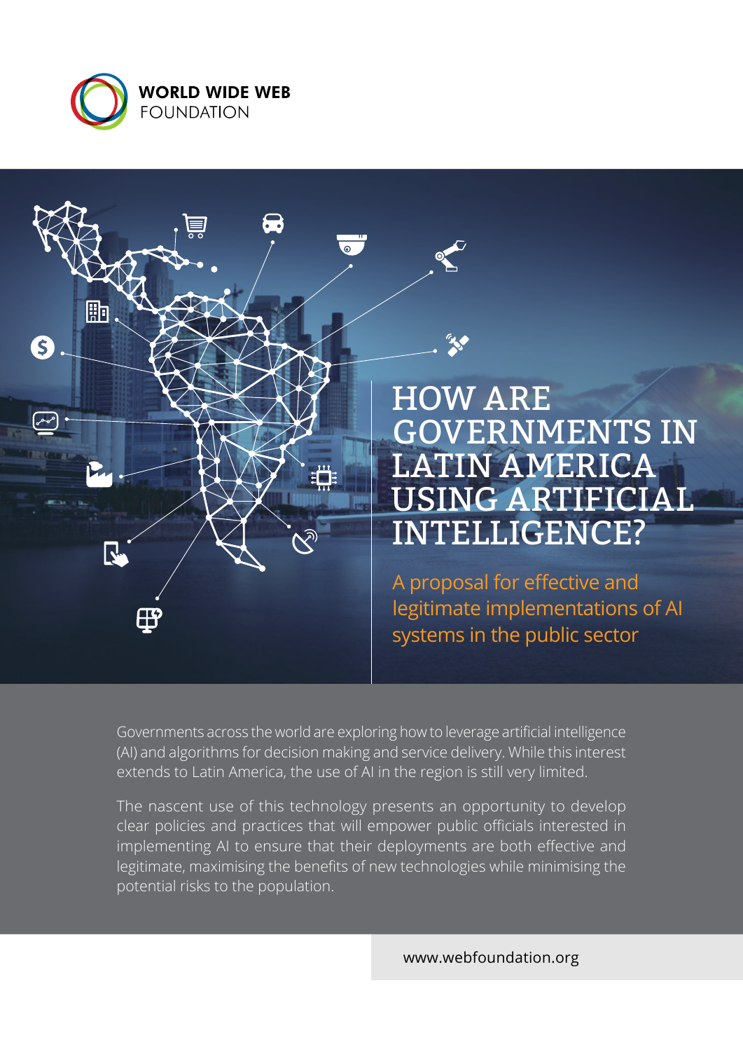WORLD WIDE WEB FOUNDATION

# HOW ARE GOVERNMENTS IN LATIN AMERICA USING ARTIFICIAL INTELLIGENCE?

## A proposal for effective and legitimate implementations of AI systems in the public sector

Governments across the world are exploring how to leverage artificial intelligence (AI) and algorithms for decision making and service delivery. While this interest extends to Latin America, the use of AI in the region is still very limited.

The nascent use of this technology presents an opportunity to develop clear policies and practices that will empower public officials interested in implementing AI to ensure that their deployments are both effective and legitimate, maximising the benefits of new technologies while minimising the potential risks to the population.

www.webfoundation.org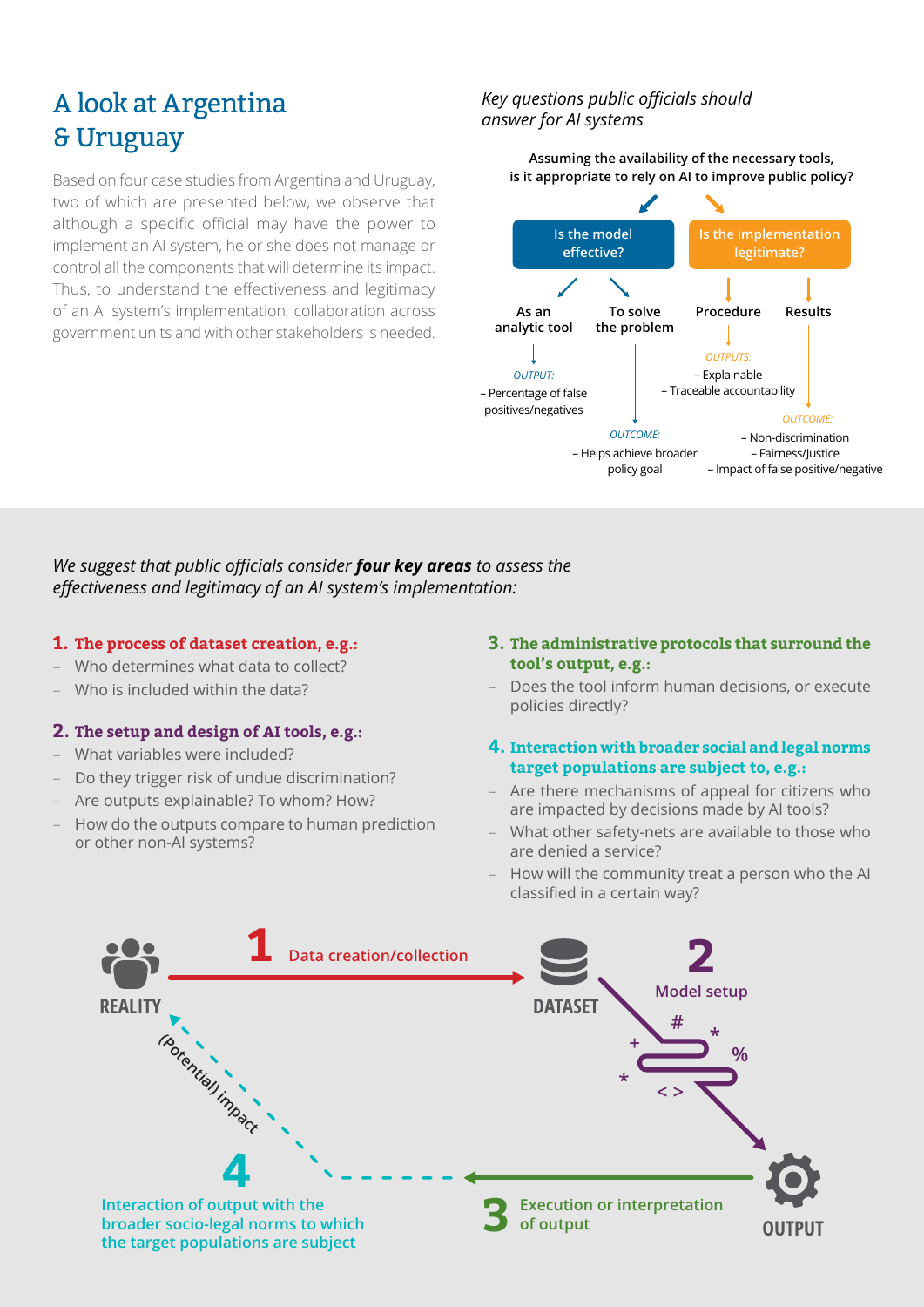# A look at Argentina & Uruguay

Based on four case studies from Argentina and Uruguay, two of which are presented below, we observe that although a specific official may have the power to implement an AI system, he or she does not manage or control all the components that will determine its impact. Thus, to understand the effectiveness and legitimacy of an AI system's implementation, collaboration across government units and with other stakeholders is needed.

*Key questions public officials should answer for AI systems*

**Assuming the availability of the necessary tools, is it appropriate to rely on AI to improve public policy?**

- **Is the model effective?**
  - **As an analytic tool**
    - *OUTPUT:* – Percentage of false positives/negatives
  - **To solve the problem**
    - *OUTCOME:* – Helps achieve broader policy goal
- **Is the implementation legitimate?**
  - **Procedure**
    - *OUTPUTS:* – Explainable – Traceable accountability
  - **Results**
    - *OUTCOME:* – Non-discrimination – Fairness/Justice – Impact of false positive/negative

*We suggest that public officials consider **four key areas** to assess the effectiveness and legitimacy of an AI system's implementation:*

**1. The process of dataset creation, e.g.:**
- Who determines what data to collect?
- Who is included within the data?

**2. The setup and design of AI tools, e.g.:**
- What variables were included?
- Do they trigger risk of undue discrimination?
- Are outputs explainable? To whom? How?
- How do the outputs compare to human prediction or other non-AI systems?

**3. The administrative protocols that surround the tool's output, e.g.:**
- Does the tool inform human decisions, or execute policies directly?

**4. Interaction with broader social and legal norms target populations are subject to, e.g.:**
- Are there mechanisms of appeal for citizens who are impacted by decisions made by AI tools?
- What other safety-nets are available to those who are denied a service?
- How will the community treat a person who the AI classified in a certain way?

REALITY → **1** Data creation/collection → DATASET → **2** Model setup → OUTPUT → **3** Execution or interpretation of output → **4** Interaction of output with the broader socio-legal norms to which the target populations are subject → (Potential) impact → REALITY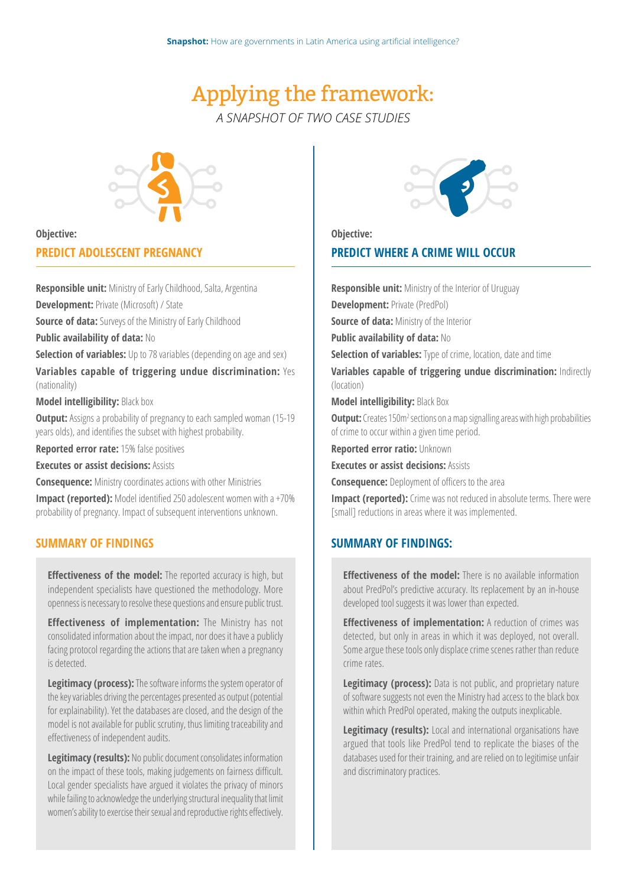# Applying the framework:

*A SNAPSHOT OF TWO CASE STUDIES*

**Objective:**

## PREDICT ADOLESCENT PREGNANCY

**Responsible unit:** Ministry of Early Childhood, Salta, Argentina

**Development:** Private (Microsoft) / State

**Source of data:** Surveys of the Ministry of Early Childhood

**Public availability of data:** No

**Selection of variables:** Up to 78 variables (depending on age and sex)

**Variables capable of triggering undue discrimination:** Yes (nationality)

**Model intelligibility:** Black box

**Output:** Assigns a probability of pregnancy to each sampled woman (15-19 years olds), and identifies the subset with highest probability.

**Reported error rate:** 15% false positives

**Executes or assist decisions:** Assists

**Consequence:** Ministry coordinates actions with other Ministries

**Impact (reported):** Model identified 250 adolescent women with a +70% probability of pregnancy. Impact of subsequent interventions unknown.

### SUMMARY OF FINDINGS

**Effectiveness of the model:** The reported accuracy is high, but independent specialists have questioned the methodology. More openness is necessary to resolve these questions and ensure public trust.

**Effectiveness of implementation:** The Ministry has not consolidated information about the impact, nor does it have a publicly facing protocol regarding the actions that are taken when a pregnancy is detected.

**Legitimacy (process):** The software informs the system operator of the key variables driving the percentages presented as output (potential for explainability). Yet the databases are closed, and the design of the model is not available for public scrutiny, thus limiting traceability and effectiveness of independent audits.

**Legitimacy (results):** No public document consolidates information on the impact of these tools, making judgements on fairness difficult. Local gender specialists have argued it violates the privacy of minors while failing to acknowledge the underlying structural inequality that limit women's ability to exercise their sexual and reproductive rights effectively.

**Objective:**

## PREDICT WHERE A CRIME WILL OCCUR

**Responsible unit:** Ministry of the Interior of Uruguay

**Development:** Private (PredPol)

**Source of data:** Ministry of the Interior

**Public availability of data:** No

**Selection of variables:** Type of crime, location, date and time

**Variables capable of triggering undue discrimination:** Indirectly (location)

**Model intelligibility:** Black Box

**Output:** Creates 150m² sections on a map signalling areas with high probabilities of crime to occur within a given time period.

**Reported error ratio:** Unknown

**Executes or assist decisions:** Assists

**Consequence:** Deployment of officers to the area

**Impact (reported):** Crime was not reduced in absolute terms. There were [small] reductions in areas where it was implemented.

### SUMMARY OF FINDINGS:

**Effectiveness of the model:** There is no available information about PredPol's predictive accuracy. Its replacement by an in-house developed tool suggests it was lower than expected.

**Effectiveness of implementation:** A reduction of crimes was detected, but only in areas in which it was deployed, not overall. Some argue these tools only displace crime scenes rather than reduce crime rates.

**Legitimacy (process):** Data is not public, and proprietary nature of software suggests not even the Ministry had access to the black box within which PredPol operated, making the outputs inexplicable.

**Legitimacy (results):** Local and international organisations have argued that tools like PredPol tend to replicate the biases of the databases used for their training, and are relied on to legitimise unfair and discriminatory practices.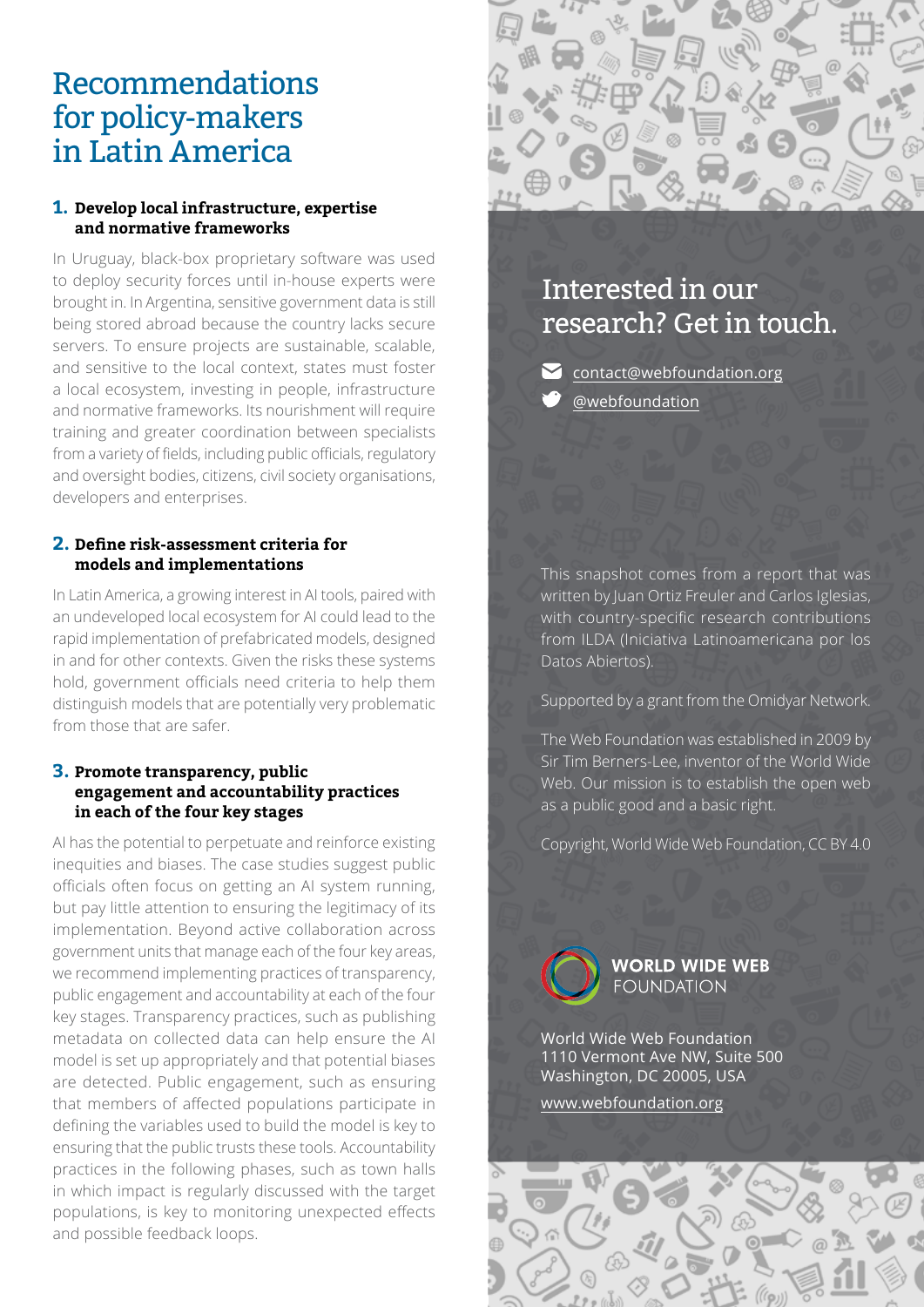# Recommendations for policy-makers in Latin America

### 1. Develop local infrastructure, expertise and normative frameworks

In Uruguay, black-box proprietary software was used to deploy security forces until in-house experts were brought in. In Argentina, sensitive government data is still being stored abroad because the country lacks secure servers. To ensure projects are sustainable, scalable, and sensitive to the local context, states must foster a local ecosystem, investing in people, infrastructure and normative frameworks. Its nourishment will require training and greater coordination between specialists from a variety of fields, including public officials, regulatory and oversight bodies, citizens, civil society organisations, developers and enterprises.

### 2. Define risk-assessment criteria for models and implementations

In Latin America, a growing interest in AI tools, paired with an undeveloped local ecosystem for AI could lead to the rapid implementation of prefabricated models, designed in and for other contexts. Given the risks these systems hold, government officials need criteria to help them distinguish models that are potentially very problematic from those that are safer.

### 3. Promote transparency, public engagement and accountability practices in each of the four key stages

AI has the potential to perpetuate and reinforce existing inequities and biases. The case studies suggest public officials often focus on getting an AI system running, but pay little attention to ensuring the legitimacy of its implementation. Beyond active collaboration across government units that manage each of the four key areas, we recommend implementing practices of transparency, public engagement and accountability at each of the four key stages. Transparency practices, such as publishing metadata on collected data can help ensure the AI model is set up appropriately and that potential biases are detected. Public engagement, such as ensuring that members of affected populations participate in defining the variables used to build the model is key to ensuring that the public trusts these tools. Accountability practices in the following phases, such as town halls in which impact is regularly discussed with the target populations, is key to monitoring unexpected effects and possible feedback loops.

## Interested in our research? Get in touch.

contact@webfoundation.org

@webfoundation

This snapshot comes from a report that was written by Juan Ortiz Freuler and Carlos Iglesias, with country-specific research contributions from ILDA (Iniciativa Latinoamericana por los Datos Abiertos).

Supported by a grant from the Omidyar Network.

The Web Foundation was established in 2009 by Sir Tim Berners-Lee, inventor of the World Wide Web. Our mission is to establish the open web as a public good and a basic right.

Copyright, World Wide Web Foundation, CC BY 4.0

**WORLD WIDE WEB** FOUNDATION

World Wide Web Foundation
1110 Vermont Ave NW, Suite 500
Washington, DC 20005, USA

www.webfoundation.org